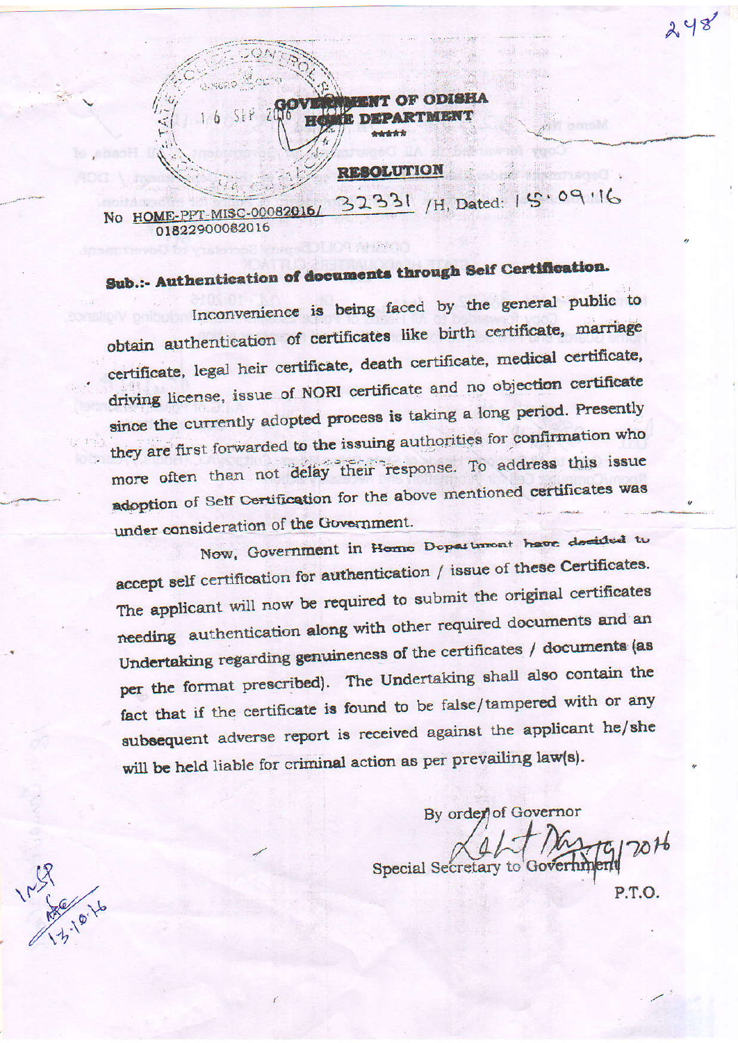**GOVERNMENT OF ODISHA**
**HOME DEPARTMENT**
\*\*\*\*\*

**RESOLUTION**

No HOME-PPT-MISC-00082016/ 01822900082016 32331 /H, Dated: 15.09.16

**Sub.:- Authentication of documents through Self Certification.**

Inconvenience is being faced by the general public to obtain authentication of certificates like birth certificate, marriage certificate, legal heir certificate, death certificate, medical certificate, driving license, issue of NORI certificate and no objection certificate since the currently adopted process is taking a long period. Presently they are first forwarded to the issuing authorities for confirmation who more often than not delay their response. To address this issue adoption of Self Certification for the above mentioned certificates was under consideration of the Government.

Now, Government in Home Department have decided to accept self certification for authentication / issue of these Certificates. The applicant will now be required to submit the original certificates needing authentication along with other required documents and an Undertaking regarding genuineness of the certificates / documents (as per the format prescribed). The Undertaking shall also contain the fact that if the certificate is found to be false/tampered with or any subsequent adverse report is received against the applicant he/she will be held liable for criminal action as per prevailing law(s).

By order of Governor

Special Secretary to Government

P.T.O.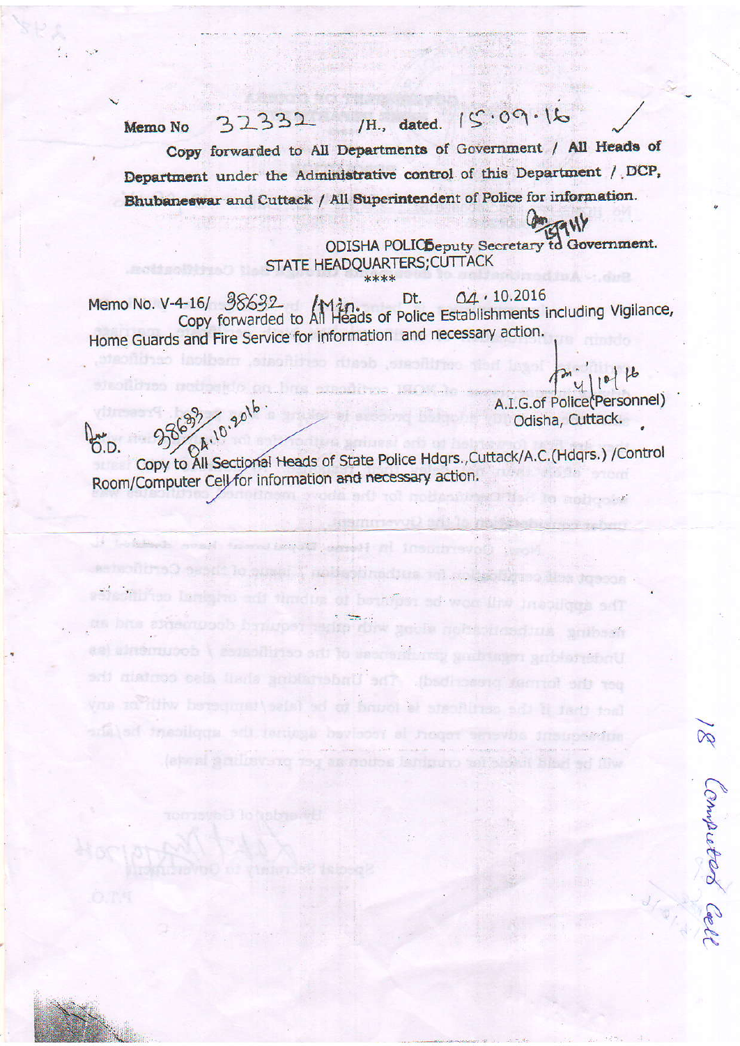Memo No 32332 /H., dated. 15.09.16

Copy forwarded to All Departments of Government / All Heads of Department under the Administrative control of this Department / DCP, Bhubaneswar and Cuttack / All Superintendent of Police for information.

Deputy Secretary to Government.

ODISHA POLICE
STATE HEADQUARTERS;CUTTACK
\*\*\*\*

Memo No. V-4-16/ 38632 /MIn. Dt. 04.10.2016

Copy forwarded to All Heads of Police Establishments including Vigilance, Home Guards and Fire Service for information and necessary action.

A.I.G.of Police(Personnel)
Odisha, Cuttack.

O.D. 38633 04.10.2016

Copy to All Sectional Heads of State Police Hdqrs.,Cuttack/A.C.(Hdqrs.) /Control Room/Computer Cell for information and necessary action.

18 Computer Cell